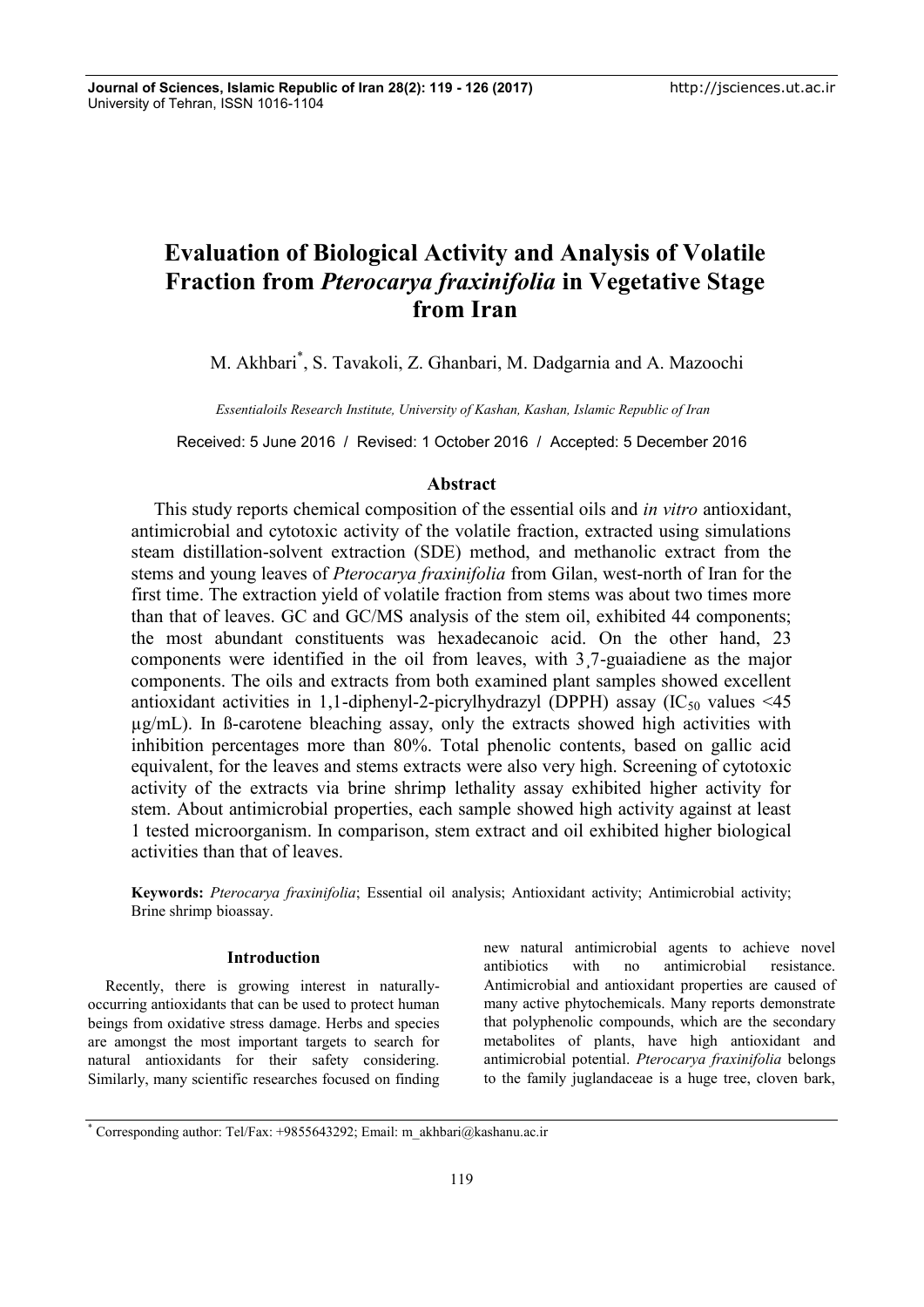# Evaluation of Biological Activity and Analysis of Volatile Fraction from *Pterocarya fraxinifolia* in Vegetative Stage from Iran

M. Akhbari[*], S. Tavakoli, Z. Ghanbari, M. Dadgarnia and A. Mazoochi

*Essentialoils Research Institute, University of Kashan, Kashan, Islamic Republic of Iran*

Received: 5 June 2016 / Revised: 1 October 2016 / Accepted: 5 December 2016

## Abstract

This study reports chemical composition of the essential oils and *in vitro* antioxidant, antimicrobial and cytotoxic activity of the volatile fraction, extracted using simulations steam distillation-solvent extraction (SDE) method, and methanolic extract from the stems and young leaves of *Pterocarya fraxinifolia* from Gilan, west-north of Iran for the first time. The extraction yield of volatile fraction from stems was about two times more than that of leaves. GC and GC/MS analysis of the stem oil, exhibited 44 components; the most abundant constituents was hexadecanoic acid. On the other hand, 23 components were identified in the oil from leaves, with 3¸7-guaiadiene as the major components. The oils and extracts from both examined plant samples showed excellent antioxidant activities in 1,1-diphenyl-2-picrylhydrazyl (DPPH) assay ($IC_{50}$ values <45 µg/mL). In ß-carotene bleaching assay, only the extracts showed high activities with inhibition percentages more than 80%. Total phenolic contents, based on gallic acid equivalent, for the leaves and stems extracts were also very high. Screening of cytotoxic activity of the extracts via brine shrimp lethality assay exhibited higher activity for stem. About antimicrobial properties, each sample showed high activity against at least 1 tested microorganism. In comparison, stem extract and oil exhibited higher biological activities than that of leaves.

**Keywords:** *Pterocarya fraxinifolia*; Essential oil analysis; Antioxidant activity; Antimicrobial activity; Brine shrimp bioassay.

## Introduction

Recently, there is growing interest in naturally-occurring antioxidants that can be used to protect human beings from oxidative stress damage. Herbs and species are amongst the most important targets to search for natural antioxidants for their safety considering. Similarly, many scientific researches focused on finding new natural antimicrobial agents to achieve novel antibiotics with no antimicrobial resistance. Antimicrobial and antioxidant properties are caused of many active phytochemicals. Many reports demonstrate that polyphenolic compounds, which are the secondary metabolites of plants, have high antioxidant and antimicrobial potential. *Pterocarya fraxinifolia* belongs to the family juglandaceae is a huge tree, cloven bark,

[*] Corresponding author: Tel/Fax: +9855643292; Email: m_akhbari@kashanu.ac.ir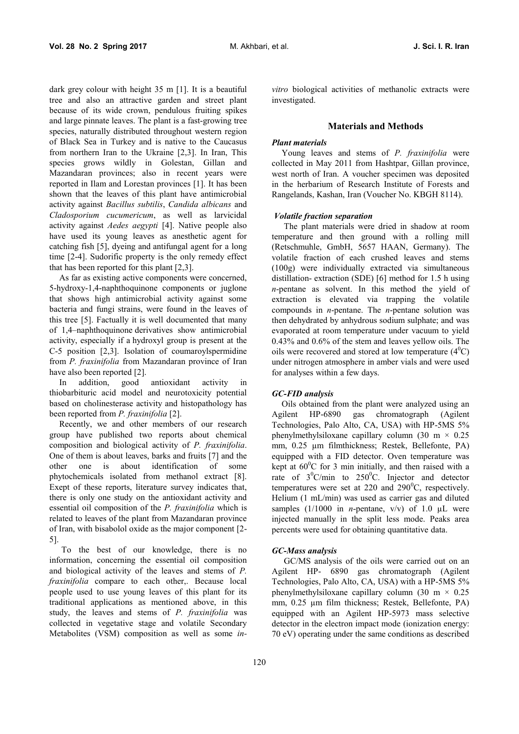dark grey colour with height 35 m [1]. It is a beautiful tree and also an attractive garden and street plant because of its wide crown, pendulous fruiting spikes and large pinnate leaves. The plant is a fast-growing tree species, naturally distributed throughout western region of Black Sea in Turkey and is native to the Caucasus from northern Iran to the Ukraine [2,3]. In Iran, This species grows wildly in Golestan, Gillan and Mazandaran provinces; also in recent years were reported in Ilam and Lorestan provinces [1]. It has been shown that the leaves of this plant have antimicrobial activity against *Bacillus subtilis*, *Candida albicans* and *Cladosporium cucumericum*, as well as larvicidal activity against *Aedes aegypti* [4]. Native people also have used its young leaves as anesthetic agent for catching fish [5], dyeing and antifungal agent for a long time [2-4]. Sudorific property is the only remedy effect that has been reported for this plant [2,3].

As far as existing active components were concerned, 5-hydroxy-1,4-naphthoquinone components or juglone that shows high antimicrobial activity against some bacteria and fungi strains, were found in the leaves of this tree [5]. Factually it is well documented that many of 1,4–naphthoquinone derivatives show antimicrobial activity, especially if a hydroxyl group is present at the C-5 position [2,3]. Isolation of coumaroylspermidine from *P. fraxinifolia* from Mazandaran province of Iran have also been reported [2].

In addition, good antioxidant activity in thiobarbituric acid model and neurotoxicity potential based on cholinesterase activity and histopathology has been reported from *P. fraxinifolia* [2].

Recently, we and other members of our research group have published two reports about chemical composition and biological activity of *P. fraxinifolia*. One of them is about leaves, barks and fruits [7] and the other one is about identification of some phytochemicals isolated from methanol extract [8]. Exept of these reports, literature survey indicates that, there is only one study on the antioxidant activity and essential oil composition of the *P. fraxinifolia* which is related to leaves of the plant from Mazandaran province of Iran, with bisabolol oxide as the major component [2-5].

To the best of our knowledge, there is no information, concerning the essential oil composition and biological activity of the leaves and stems of *P. fraxinifolia* compare to each other,. Because local people used to use young leaves of this plant for its traditional applications as mentioned above, in this study, the leaves and stems of *P. fraxinifolia* was collected in vegetative stage and volatile Secondary Metabolites (VSM) composition as well as some *in-vitro* biological activities of methanolic extracts were investigated.

## Materials and Methods

### *Plant materials*

Young leaves and stems of *P. fraxinifolia* were collected in May 2011 from Hashtpar, Gillan province, west north of Iran. A voucher specimen was deposited in the herbarium of Research Institute of Forests and Rangelands, Kashan, Iran (Voucher No. KBGH 8114).

### *Volatile fraction separation*

The plant materials were dried in shadow at room temperature and then ground with a rolling mill (Retschmuhle, GmbH, 5657 HAAN, Germany). The volatile fraction of each crushed leaves and stems (100g) were individually extracted via simultaneous distillation- extraction (SDE) [6] method for 1.5 h using *n*-pentane as solvent. In this method the yield of extraction is elevated via trapping the volatile compounds in *n*-pentane. The *n*-pentane solution was then dehydrated by anhydrous sodium sulphate; and was evaporated at room temperature under vacuum to yield 0.43% and 0.6% of the stem and leaves yellow oils. The oils were recovered and stored at low temperature ($4^0$C) under nitrogen atmosphere in amber vials and were used for analyses within a few days.

### *GC-FID analysis*

Oils obtained from the plant were analyzed using an Agilent HP-6890 gas chromatograph (Agilent Technologies, Palo Alto, CA, USA) with HP-5MS 5% phenylmethylsiloxane capillary column (30 m × 0.25 mm, 0.25 μm filmthickness; Restek, Bellefonte, PA) equipped with a FID detector. Oven temperature was kept at $60^0$C for 3 min initially, and then raised with a rate of $3^0$C/min to $250^0$C. Injector and detector temperatures were set at 220 and $290^0$C, respectively. Helium (1 mL/min) was used as carrier gas and diluted samples (1/1000 in *n*-pentane, v/v) of 1.0 μL were injected manually in the split less mode. Peaks area percents were used for obtaining quantitative data.

### *GC-Mass analysis*

GC/MS analysis of the oils were carried out on an Agilent HP- 6890 gas chromatograph (Agilent Technologies, Palo Alto, CA, USA) with a HP-5MS 5% phenylmethylsiloxane capillary column (30 m × 0.25 mm, 0.25 μm film thickness; Restek, Bellefonte, PA) equipped with an Agilent HP-5973 mass selective detector in the electron impact mode (ionization energy: 70 eV) operating under the same conditions as described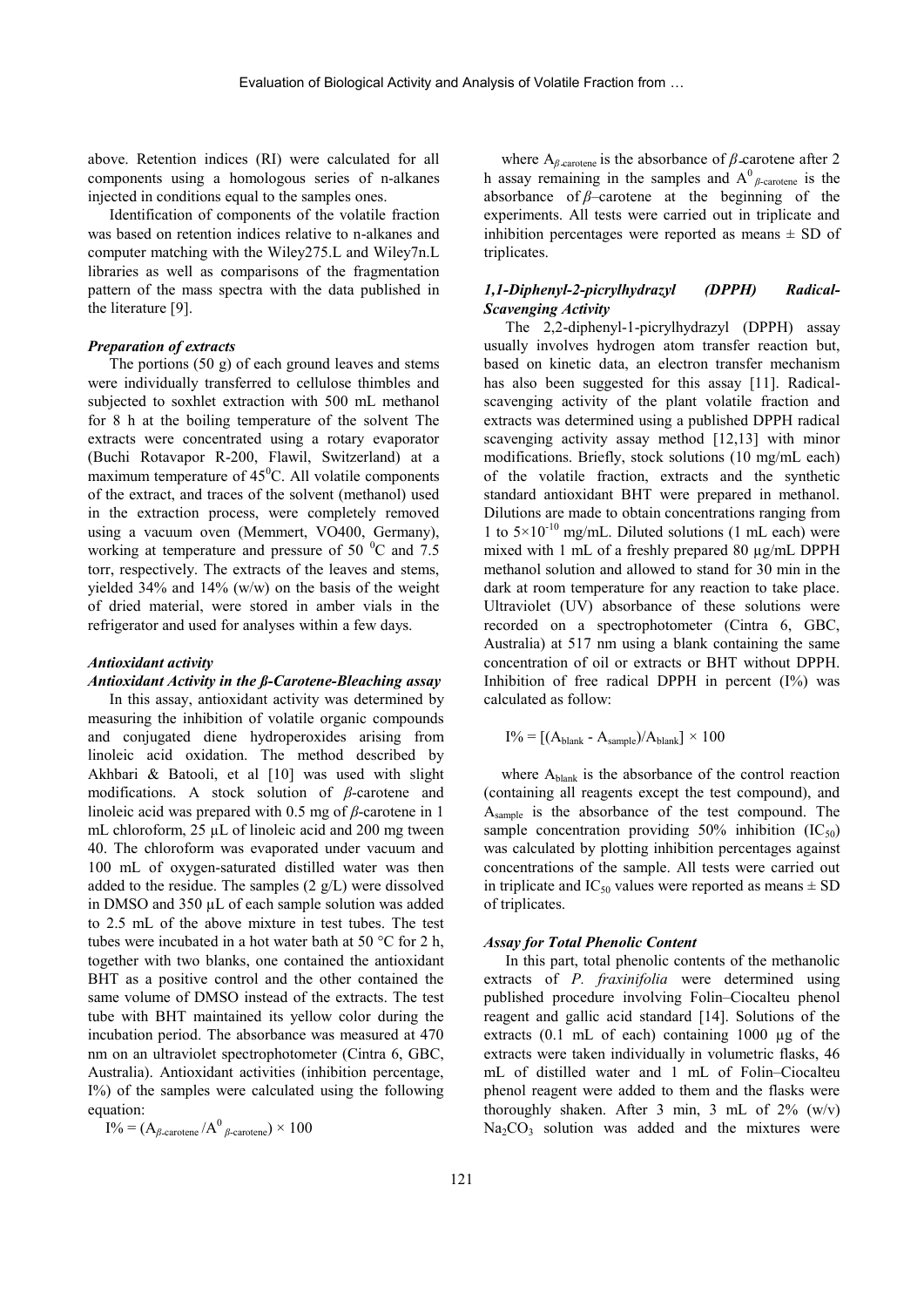above. Retention indices (RI) were calculated for all components using a homologous series of n-alkanes injected in conditions equal to the samples ones.

Identification of components of the volatile fraction was based on retention indices relative to n-alkanes and computer matching with the Wiley275.L and Wiley7n.L libraries as well as comparisons of the fragmentation pattern of the mass spectra with the data published in the literature [9].

### *Preparation of extracts*

The portions (50 g) of each ground leaves and stems were individually transferred to cellulose thimbles and subjected to soxhlet extraction with 500 mL methanol for 8 h at the boiling temperature of the solvent The extracts were concentrated using a rotary evaporator (Buchi Rotavapor R-200, Flawil, Switzerland) at a maximum temperature of 45$^0$C. All volatile components of the extract, and traces of the solvent (methanol) used in the extraction process, were completely removed using a vacuum oven (Memmert, VO400, Germany), working at temperature and pressure of 50 $^0$C and 7.5 torr, respectively. The extracts of the leaves and stems, yielded 34% and 14% (w/w) on the basis of the weight of dried material, were stored in amber vials in the refrigerator and used for analyses within a few days.

### *Antioxidant activity*

#### *Antioxidant Activity in the β-Carotene-Bleaching assay*

In this assay, antioxidant activity was determined by measuring the inhibition of volatile organic compounds and conjugated diene hydroperoxides arising from linoleic acid oxidation. The method described by Akhbari & Batooli, et al [10] was used with slight modifications. A stock solution of *β*-carotene and linoleic acid was prepared with 0.5 mg of *β*-carotene in 1 mL chloroform, 25 µL of linoleic acid and 200 mg tween 40. The chloroform was evaporated under vacuum and 100 mL of oxygen-saturated distilled water was then added to the residue. The samples (2 g/L) were dissolved in DMSO and 350 µL of each sample solution was added to 2.5 mL of the above mixture in test tubes. The test tubes were incubated in a hot water bath at 50 °C for 2 h, together with two blanks, one contained the antioxidant BHT as a positive control and the other contained the same volume of DMSO instead of the extracts. The test tube with BHT maintained its yellow color during the incubation period. The absorbance was measured at 470 nm on an ultraviolet spectrophotometer (Cintra 6, GBC, Australia). Antioxidant activities (inhibition percentage, I%) of the samples were calculated using the following equation:

$$I\% = (A_{\beta\text{-carotene}} / A^0_{\beta\text{-carotene}}) \times 100$$

where $A_{\beta\text{-carotene}}$ is the absorbance of *β*-carotene after 2 h assay remaining in the samples and $A^0_{\beta\text{-carotene}}$ is the absorbance of *β*–carotene at the beginning of the experiments. All tests were carried out in triplicate and inhibition percentages were reported as means ± SD of triplicates.

#### *1,1-Diphenyl-2-picrylhydrazyl (DPPH) Radical-Scavenging Activity*

The 2,2-diphenyl-1-picrylhydrazyl (DPPH) assay usually involves hydrogen atom transfer reaction but, based on kinetic data, an electron transfer mechanism has also been suggested for this assay [11]. Radical-scavenging activity of the plant volatile fraction and extracts was determined using a published DPPH radical scavenging activity assay method [12,13] with minor modifications. Briefly, stock solutions (10 mg/mL each) of the volatile fraction, extracts and the synthetic standard antioxidant BHT were prepared in methanol. Dilutions are made to obtain concentrations ranging from 1 to $5\times10^{-10}$ mg/mL. Diluted solutions (1 mL each) were mixed with 1 mL of a freshly prepared 80 µg/mL DPPH methanol solution and allowed to stand for 30 min in the dark at room temperature for any reaction to take place. Ultraviolet (UV) absorbance of these solutions were recorded on a spectrophotometer (Cintra 6, GBC, Australia) at 517 nm using a blank containing the same concentration of oil or extracts or BHT without DPPH. Inhibition of free radical DPPH in percent (I%) was calculated as follow:

$$I\% = [(A_{blank} - A_{sample})/A_{blank}] \times 100$$

where $A_{blank}$ is the absorbance of the control reaction (containing all reagents except the test compound), and $A_{sample}$ is the absorbance of the test compound. The sample concentration providing 50% inhibition ($IC_{50}$) was calculated by plotting inhibition percentages against concentrations of the sample. All tests were carried out in triplicate and $IC_{50}$ values were reported as means ± SD of triplicates.

#### *Assay for Total Phenolic Content*

In this part, total phenolic contents of the methanolic extracts of *P. fraxinifolia* were determined using published procedure involving Folin–Ciocalteu phenol reagent and gallic acid standard [14]. Solutions of the extracts (0.1 mL of each) containing 1000 µg of the extracts were taken individually in volumetric flasks, 46 mL of distilled water and 1 mL of Folin–Ciocalteu phenol reagent were added to them and the flasks were thoroughly shaken. After 3 min, 3 mL of 2% (w/v) $Na_2CO_3$ solution was added and the mixtures were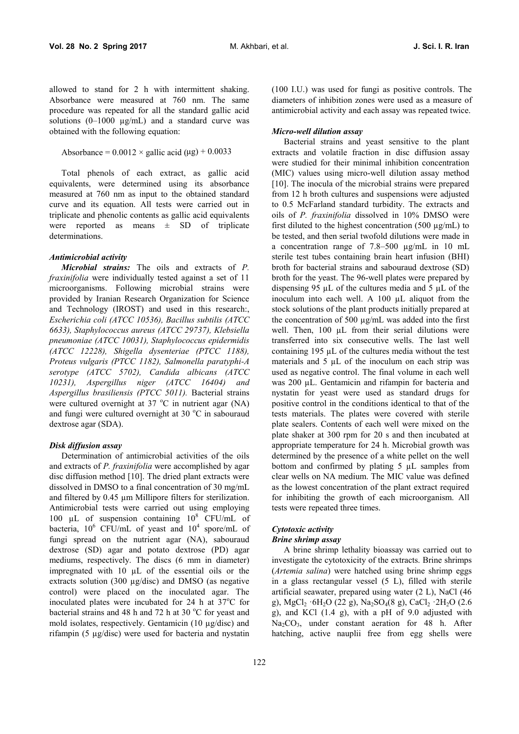allowed to stand for 2 h with intermittent shaking. Absorbance were measured at 760 nm. The same procedure was repeated for all the standard gallic acid solutions (0–1000 μg/mL) and a standard curve was obtained with the following equation:

$$\text{Absorbance} = 0.0012 \times \text{gallic acid } (\mu g) + 0.0033$$

Total phenols of each extract, as gallic acid equivalents, were determined using its absorbance measured at 760 nm as input to the obtained standard curve and its equation. All tests were carried out in triplicate and phenolic contents as gallic acid equivalents were reported as means ± SD of triplicate determinations.

#### *Antimicrobial activity*

***Microbial strains:*** The oils and extracts of *P. fraxinifolia* were individually tested against a set of 11 microorganisms. Following microbial strains were provided by Iranian Research Organization for Science and Technology (IROST) and used in this research:, *Escherichia coli (ATCC 10536), Bacillus subtilis (ATCC 6633), Staphylococcus aureus (ATCC 29737), Klebsiella pneumoniae (ATCC 10031), Staphylococcus epidermidis (ATCC 12228), Shigella dysenteriae (PTCC 1188), Proteus vulgaris (PTCC 1182), Salmonella paratyphi-A serotype (ATCC 5702), Candida albicans (ATCC 10231), Aspergillus niger (ATCC 16404) and Aspergillus brasiliensis (PTCC 5011).* Bacterial strains were cultured overnight at 37 °C in nutrient agar (NA) and fungi were cultured overnight at 30 °C in sabouraud dextrose agar (SDA).

#### *Disk diffusion assay*

Determination of antimicrobial activities of the oils and extracts of *P. fraxinifolia* were accomplished by agar disc diffusion method [10]. The dried plant extracts were dissolved in DMSO to a final concentration of 30 mg/mL and filtered by 0.45 μm Millipore filters for sterilization. Antimicrobial tests were carried out using employing 100 μL of suspension containing $10^8$ CFU/mL of bacteria, $10^6$ CFU/mL of yeast and $10^4$ spore/mL of fungi spread on the nutrient agar (NA), sabouraud dextrose (SD) agar and potato dextrose (PD) agar mediums, respectively. The discs (6 mm in diameter) impregnated with 10 μL of the essential oils or the extracts solution (300 μg/disc) and DMSO (as negative control) were placed on the inoculated agar. The inoculated plates were incubated for 24 h at 37°C for bacterial strains and 48 h and 72 h at 30 °C for yeast and mold isolates, respectively. Gentamicin (10 μg/disc) and rifampin (5 μg/disc) were used for bacteria and nystatin (100 I.U.) was used for fungi as positive controls. The diameters of inhibition zones were used as a measure of antimicrobial activity and each assay was repeated twice.

#### *Micro-well dilution assay*

Bacterial strains and yeast sensitive to the plant extracts and volatile fraction in disc diffusion assay were studied for their minimal inhibition concentration (MIC) values using micro-well dilution assay method [10]. The inocula of the microbial strains were prepared from 12 h broth cultures and suspensions were adjusted to 0.5 McFarland standard turbidity. The extracts and oils of *P. fraxinifolia* dissolved in 10% DMSO were first diluted to the highest concentration (500 μg/mL) to be tested, and then serial twofold dilutions were made in a concentration range of 7.8–500 μg/mL in 10 mL sterile test tubes containing brain heart infusion (BHI) broth for bacterial strains and sabouraud dextrose (SD) broth for the yeast. The 96-well plates were prepared by dispensing 95 μL of the cultures media and 5 μL of the inoculum into each well. A 100 μL aliquot from the stock solutions of the plant products initially prepared at the concentration of 500 μg/mL was added into the first well. Then, 100 μL from their serial dilutions were transferred into six consecutive wells. The last well containing 195 μL of the cultures media without the test materials and 5 μL of the inoculum on each strip was used as negative control. The final volume in each well was 200 μL. Gentamicin and rifampin for bacteria and nystatin for yeast were used as standard drugs for positive control in the conditions identical to that of the tests materials. The plates were covered with sterile plate sealers. Contents of each well were mixed on the plate shaker at 300 rpm for 20 s and then incubated at appropriate temperature for 24 h. Microbial growth was determined by the presence of a white pellet on the well bottom and confirmed by plating 5 μL samples from clear wells on NA medium. The MIC value was defined as the lowest concentration of the plant extract required for inhibiting the growth of each microorganism. All tests were repeated three times.

#### *Cytotoxic activity*

#### *Brine shrimp assay*

A brine shrimp lethality bioassay was carried out to investigate the cytotoxicity of the extracts. Brine shrimps (*Artemia salina*) were hatched using brine shrimp eggs in a glass rectangular vessel (5 L), filled with sterile artificial seawater, prepared using water (2 L), NaCl (46 g), $MgCl_2 \cdot 6H_2O$ (22 g), $Na_2SO_4$(8 g), $CaCl_2 \cdot 2H_2O$ (2.6 g), and KCl (1.4 g), with a pH of 9.0 adjusted with $Na_2CO_3$, under constant aeration for 48 h. After hatching, active nauplii free from egg shells were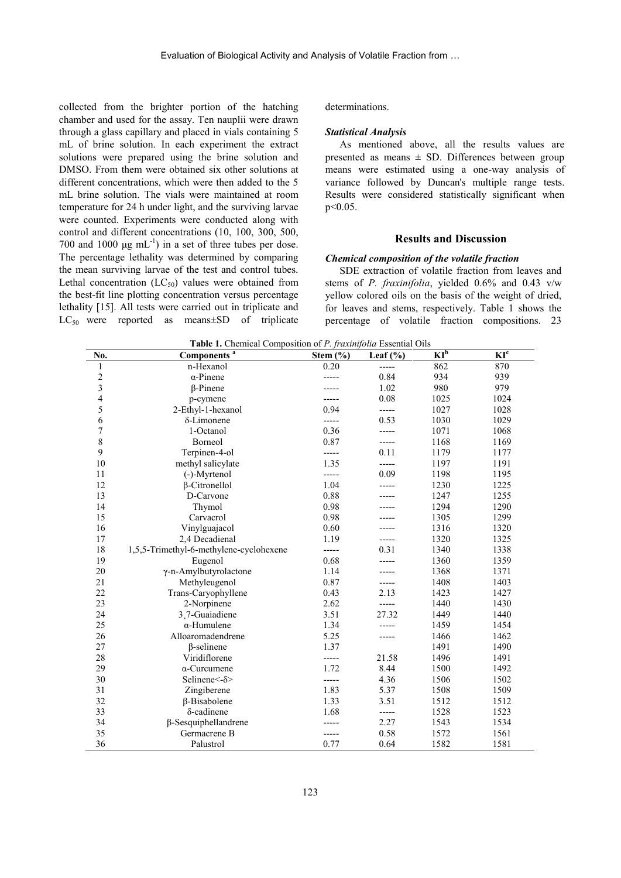collected from the brighter portion of the hatching chamber and used for the assay. Ten nauplii were drawn through a glass capillary and placed in vials containing 5 mL of brine solution. In each experiment the extract solutions were prepared using the brine solution and DMSO. From them were obtained six other solutions at different concentrations, which were then added to the 5 mL brine solution. The vials were maintained at room temperature for 24 h under light, and the surviving larvae were counted. Experiments were conducted along with control and different concentrations (10, 100, 300, 500, 700 and 1000 μg mL$^{-1}$) in a set of three tubes per dose. The percentage lethality was determined by comparing the mean surviving larvae of the test and control tubes. Lethal concentration ($LC_{50}$) values were obtained from the best-fit line plotting concentration versus percentage lethality [15]. All tests were carried out in triplicate and $LC_{50}$ were reported as means±SD of triplicate determinations.

### *Statistical Analysis*

As mentioned above, all the results values are presented as means ± SD. Differences between group means were estimated using a one-way analysis of variance followed by Duncan's multiple range tests. Results were considered statistically significant when $p<0.05$.

## Results and Discussion

### *Chemical composition of the volatile fraction*

SDE extraction of volatile fraction from leaves and stems of *P. fraxinifolia*, yielded 0.6% and 0.43 v/w yellow colored oils on the basis of the weight of dried, for leaves and stems, respectively. Table 1 shows the percentage of volatile fraction compositions. 23

**Table 1.** Chemical Composition of *P. fraxinifolia* Essential Oils

| No. | Components [a] | Stem (%) | Leaf (%) | KI[b] | KI[c] |
|---|---|---|---|---|---|
| 1 | n-Hexanol | 0.20 | ----- | 862 | 870 |
| 2 | α-Pinene | ----- | 0.84 | 934 | 939 |
| 3 | β-Pinene | ----- | 1.02 | 980 | 979 |
| 4 | p-cymene | ----- | 0.08 | 1025 | 1024 |
| 5 | 2-Ethyl-1-hexanol | 0.94 | ----- | 1027 | 1028 |
| 6 | δ-Limonene | ----- | 0.53 | 1030 | 1029 |
| 7 | 1-Octanol | 0.36 | ----- | 1071 | 1068 |
| 8 | Borneol | 0.87 | ----- | 1168 | 1169 |
| 9 | Terpinen-4-ol | ----- | 0.11 | 1179 | 1177 |
| 10 | methyl salicylate | 1.35 | ----- | 1197 | 1191 |
| 11 | (-)-Myrtenol | ----- | 0.09 | 1198 | 1195 |
| 12 | β-Citronellol | 1.04 | ----- | 1230 | 1225 |
| 13 | D-Carvone | 0.88 | ----- | 1247 | 1255 |
| 14 | Thymol | 0.98 | ----- | 1294 | 1290 |
| 15 | Carvacrol | 0.98 | ----- | 1305 | 1299 |
| 16 | Vinylguajacol | 0.60 | ----- | 1316 | 1320 |
| 17 | 2,4 Decadienal | 1.19 | ----- | 1320 | 1325 |
| 18 | 1,5,5-Trimethyl-6-methylene-cyclohexene | ----- | 0.31 | 1340 | 1338 |
| 19 | Eugenol | 0.68 | ----- | 1360 | 1359 |
| 20 | γ-n-Amylbutyrolactone | 1.14 | ----- | 1368 | 1371 |
| 21 | Methyleugenol | 0.87 | ----- | 1408 | 1403 |
| 22 | Trans-Caryophyllene | 0.43 | 2.13 | 1423 | 1427 |
| 23 | 2-Norpinene | 2.62 | ----- | 1440 | 1430 |
| 24 | 3,7-Guaiadiene | 3.51 | 27.32 | 1449 | 1440 |
| 25 | α-Humulene | 1.34 | ----- | 1459 | 1454 |
| 26 | Alloaromadendrene | 5.25 | ----- | 1466 | 1462 |
| 27 | β-selinene | 1.37 | | 1491 | 1490 |
| 28 | Viridiflorene | ----- | 21.58 | 1496 | 1491 |
| 29 | α-Curcumene | 1.72 | 8.44 | 1500 | 1492 |
| 30 | Selinene<-δ> | ----- | 4.36 | 1506 | 1502 |
| 31 | Zingiberene | 1.83 | 5.37 | 1508 | 1509 |
| 32 | β-Bisabolene | 1.33 | 3.51 | 1512 | 1512 |
| 33 | δ-cadinene | 1.68 | ----- | 1528 | 1523 |
| 34 | β-Sesquiphellandrene | ----- | 2.27 | 1543 | 1534 |
| 35 | Germacrene B | ----- | 0.58 | 1572 | 1561 |
| 36 | Palustrol | 0.77 | 0.64 | 1582 | 1581 |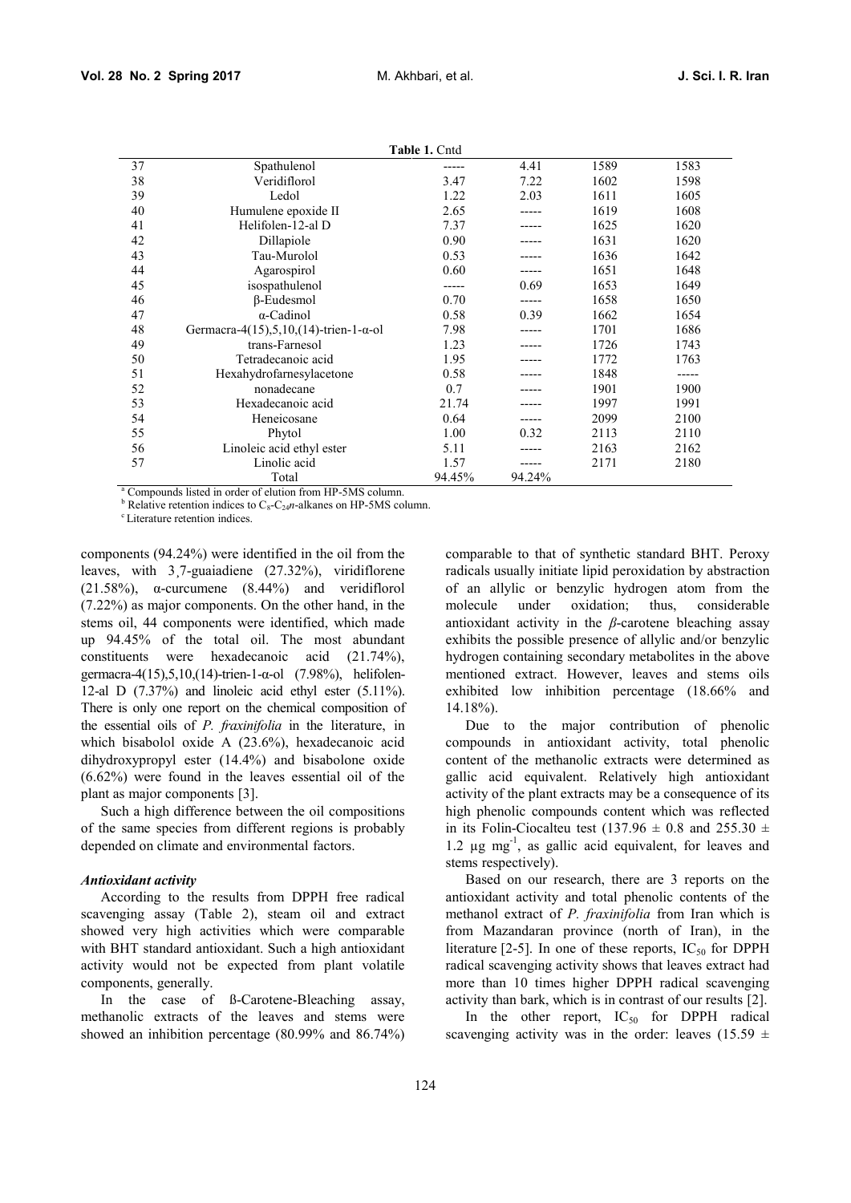**Table 1.** Cntd

| | | | | | |
|---|---|---|---|---|---|
| 37 | Spathulenol | ----- | 4.41 | 1589 | 1583 |
| 38 | Veridiflorol | 3.47 | 7.22 | 1602 | 1598 |
| 39 | Ledol | 1.22 | 2.03 | 1611 | 1605 |
| 40 | Humulene epoxide II | 2.65 | ----- | 1619 | 1608 |
| 41 | Helifolen-12-al D | 7.37 | ----- | 1625 | 1620 |
| 42 | Dillapiole | 0.90 | ----- | 1631 | 1620 |
| 43 | Tau-Murolol | 0.53 | ----- | 1636 | 1642 |
| 44 | Agarospirol | 0.60 | ----- | 1651 | 1648 |
| 45 | isospathulenol | ----- | 0.69 | 1653 | 1649 |
| 46 | β-Eudesmol | 0.70 | ----- | 1658 | 1650 |
| 47 | α-Cadinol | 0.58 | 0.39 | 1662 | 1654 |
| 48 | Germacra-4(15),5,10,(14)-trien-1-α-ol | 7.98 | ----- | 1701 | 1686 |
| 49 | trans-Farnesol | 1.23 | ----- | 1726 | 1743 |
| 50 | Tetradecanoic acid | 1.95 | ----- | 1772 | 1763 |
| 51 | Hexahydrofarnesylacetone | 0.58 | ----- | 1848 | ----- |
| 52 | nonadecane | 0.7 | ----- | 1901 | 1900 |
| 53 | Hexadecanoic acid | 21.74 | ----- | 1997 | 1991 |
| 54 | Heneicosane | 0.64 | ----- | 2099 | 2100 |
| 55 | Phytol | 1.00 | 0.32 | 2113 | 2110 |
| 56 | Linoleic acid ethyl ester | 5.11 | ----- | 2163 | 2162 |
| 57 | Linolic acid | 1.57 | ----- | 2171 | 2180 |
| | Total | 94.45% | 94.24% | | |

[a] Compounds listed in order of elution from HP-5MS column.

[b] Relative retention indices to $C_8$-$C_{24}$*n*-alkanes on HP-5MS column.

[c] Literature retention indices.

components (94.24%) were identified in the oil from the leaves, with 3¸7-guaiadiene (27.32%), viridiflorene (21.58%), α-curcumene (8.44%) and veridiflorol (7.22%) as major components. On the other hand, in the stems oil, 44 components were identified, which made up 94.45% of the total oil. The most abundant constituents were hexadecanoic acid (21.74%), germacra-4(15),5,10,(14)-trien-1-α-ol (7.98%), helifolen-12-al D (7.37%) and linoleic acid ethyl ester (5.11%). There is only one report on the chemical composition of the essential oils of *P. fraxinifolia* in the literature, in which bisabolol oxide A (23.6%), hexadecanoic acid dihydroxypropyl ester (14.4%) and bisabolone oxide (6.62%) were found in the leaves essential oil of the plant as major components [3].

Such a high difference between the oil compositions of the same species from different regions is probably depended on climate and environmental factors.

### *Antioxidant activity*

According to the results from DPPH free radical scavenging assay (Table 2), steam oil and extract showed very high activities which were comparable with BHT standard antioxidant. Such a high antioxidant activity would not be expected from plant volatile components, generally.

In the case of ß-Carotene-Bleaching assay, methanolic extracts of the leaves and stems were showed an inhibition percentage (80.99% and 86.74%) comparable to that of synthetic standard BHT. Peroxy radicals usually initiate lipid peroxidation by abstraction of an allylic or benzylic hydrogen atom from the molecule under oxidation; thus, considerable antioxidant activity in the *β*-carotene bleaching assay exhibits the possible presence of allylic and/or benzylic hydrogen containing secondary metabolites in the above mentioned extract. However, leaves and stems oils exhibited low inhibition percentage (18.66% and 14.18%).

Due to the major contribution of phenolic compounds in antioxidant activity, total phenolic content of the methanolic extracts were determined as gallic acid equivalent. Relatively high antioxidant activity of the plant extracts may be a consequence of its high phenolic compounds content which was reflected in its Folin-Ciocalteu test (137.96 ± 0.8 and 255.30 ± 1.2 µg mg$^{-1}$, as gallic acid equivalent, for leaves and stems respectively).

Based on our research, there are 3 reports on the antioxidant activity and total phenolic contents of the methanol extract of *P. fraxinifolia* from Iran which is from Mazandaran province (north of Iran), in the literature [2-5]. In one of these reports, $IC_{50}$ for DPPH radical scavenging activity shows that leaves extract had more than 10 times higher DPPH radical scavenging activity than bark, which is in contrast of our results [2].

In the other report, $IC_{50}$ for DPPH radical scavenging activity was in the order: leaves (15.59 ±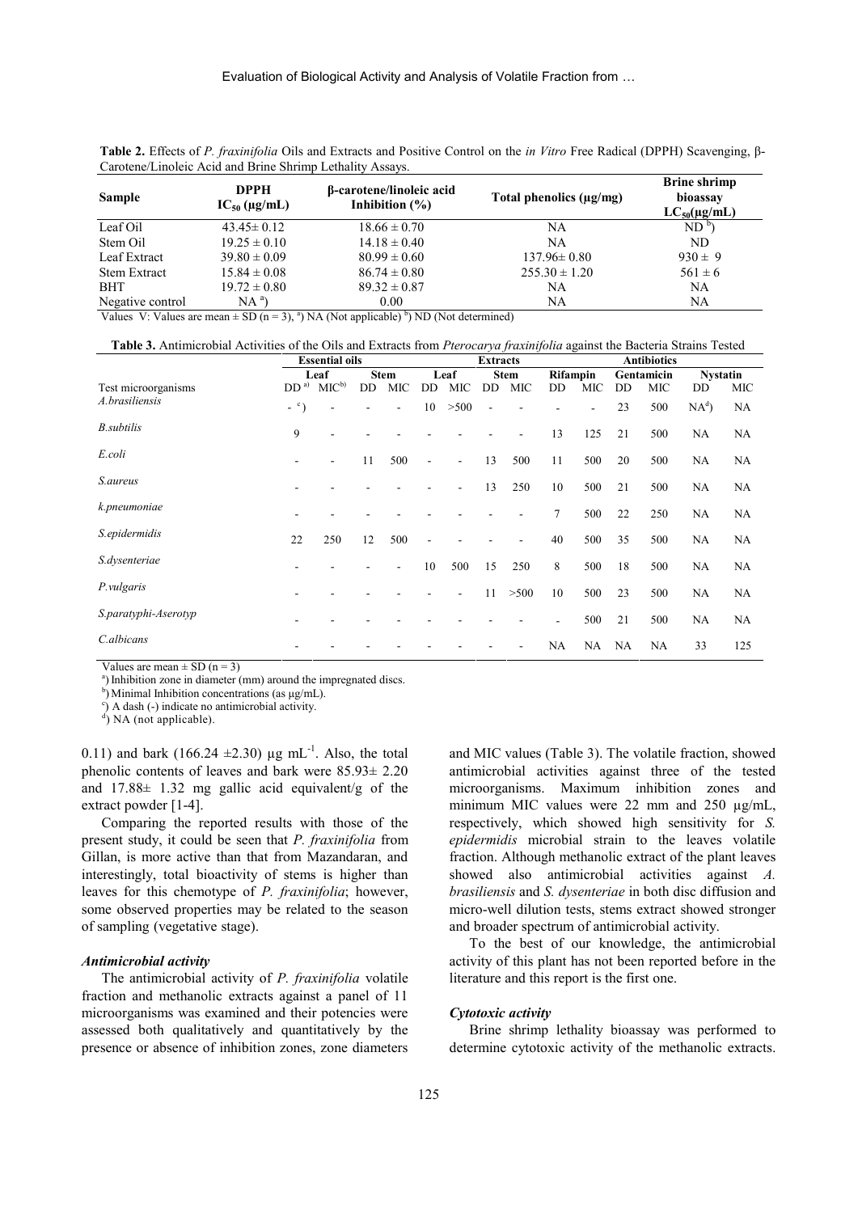**Table 2.** Effects of *P. fraxinifolia* Oils and Extracts and Positive Control on the *in Vitro* Free Radical (DPPH) Scavenging, β-Carotene/Linoleic Acid and Brine Shrimp Lethality Assays.

| Sample | DPPH $IC_{50}$ (µg/mL) | β-carotene/linoleic acid Inhibition (%) | Total phenolics (µg/mg) | Brine shrimp bioassay $LC_{50}$(µg/mL) |
|---|---|---|---|---|
| Leaf Oil | 43.45± 0.12 | 18.66 ± 0.70 | NA | ND [b] |
| Stem Oil | 19.25 ± 0.10 | 14.18 ± 0.40 | NA | ND |
| Leaf Extract | 39.80 ± 0.09 | 80.99 ± 0.60 | 137.96± 0.80 | 930 ± 9 |
| Stem Extract | 15.84 ± 0.08 | 86.74 ± 0.80 | 255.30 ± 1.20 | 561 ± 6 |
| BHT | 19.72 ± 0.80 | 89.32 ± 0.87 | NA | NA |
| Negative control | NA [a] | 0.00 | NA | NA |

Values V: Values are mean ± SD (n = 3), [a] NA (Not applicable) [b] ND (Not determined)

**Table 3.** Antimicrobial Activities of the Oils and Extracts from *Pterocarya fraxinifolia* against the Bacteria Strains Tested

| | Essential oils | | | | Extracts | | | | Antibiotics | | | | | |
|---|---|---|---|---|---|---|---|---|---|---|---|---|---|---|
| | Leaf | | Stem | | Leaf | | Stem | | Rifampin | | Gentamicin | | Nystatin | |
| Test microorganisms | DD [a] | MIC [b] | DD | MIC | DD | MIC | DD | MIC | DD | MIC | DD | MIC | DD | MIC |
| *A.brasiliensis* | - [c] | - | - | - | 10 | >500 | - | - | - | - | 23 | 500 | NA [d] | NA |
| *B.subtilis* | 9 | - | - | - | - | - | - | - | 13 | 125 | 21 | 500 | NA | NA |
| *E.coli* | - | - | 11 | 500 | - | - | 13 | 500 | 11 | 500 | 20 | 500 | NA | NA |
| *S.aureus* | - | - | - | - | - | - | 13 | 250 | 10 | 500 | 21 | 500 | NA | NA |
| *k.pneumoniae* | - | - | - | - | - | - | - | - | 7 | 500 | 22 | 250 | NA | NA |
| *S.epidermidis* | 22 | 250 | 12 | 500 | - | - | - | - | 40 | 500 | 35 | 500 | NA | NA |
| *S.dysenteriae* | - | - | - | - | 10 | 500 | 15 | 250 | 8 | 500 | 18 | 500 | NA | NA |
| *P.vulgaris* | - | - | - | - | - | - | 11 | >500 | 10 | 500 | 23 | 500 | NA | NA |
| *S.paratyphi-Aserotyp* | - | - | - | - | - | - | - | - | - | 500 | 21 | 500 | NA | NA |
| *C.albicans* | - | - | - | - | - | - | - | - | NA | NA | NA | NA | 33 | 125 |

Values are mean ± SD (n = 3)

[a]) Inhibition zone in diameter (mm) around the impregnated discs.

[b]) Minimal Inhibition concentrations (as µg/mL).

[c]) A dash (-) indicate no antimicrobial activity.

[d]) NA (not applicable).

0.11) and bark (166.24 ±2.30) µg $mL^{-1}$. Also, the total phenolic contents of leaves and bark were 85.93± 2.20 and 17.88± 1.32 mg gallic acid equivalent/g of the extract powder [1-4].

Comparing the reported results with those of the present study, it could be seen that *P. fraxinifolia* from Gillan, is more active than that from Mazandaran, and interestingly, total bioactivity of stems is higher than leaves for this chemotype of *P. fraxinifolia*; however, some observed properties may be related to the season of sampling (vegetative stage).

### *Antimicrobial activity*

The antimicrobial activity of *P. fraxinifolia* volatile fraction and methanolic extracts against a panel of 11 microorganisms was examined and their potencies were assessed both qualitatively and quantitatively by the presence or absence of inhibition zones, zone diameters and MIC values (Table 3). The volatile fraction, showed antimicrobial activities against three of the tested microorganisms. Maximum inhibition zones and minimum MIC values were 22 mm and 250 µg/mL, respectively, which showed high sensitivity for *S. epidermidis* microbial strain to the leaves volatile fraction. Although methanolic extract of the plant leaves showed also antimicrobial activities against *A. brasiliensis* and *S. dysenteriae* in both disc diffusion and micro-well dilution tests, stems extract showed stronger and broader spectrum of antimicrobial activity.

To the best of our knowledge, the antimicrobial activity of this plant has not been reported before in the literature and this report is the first one.

### *Cytotoxic activity*

Brine shrimp lethality bioassay was performed to determine cytotoxic activity of the methanolic extracts.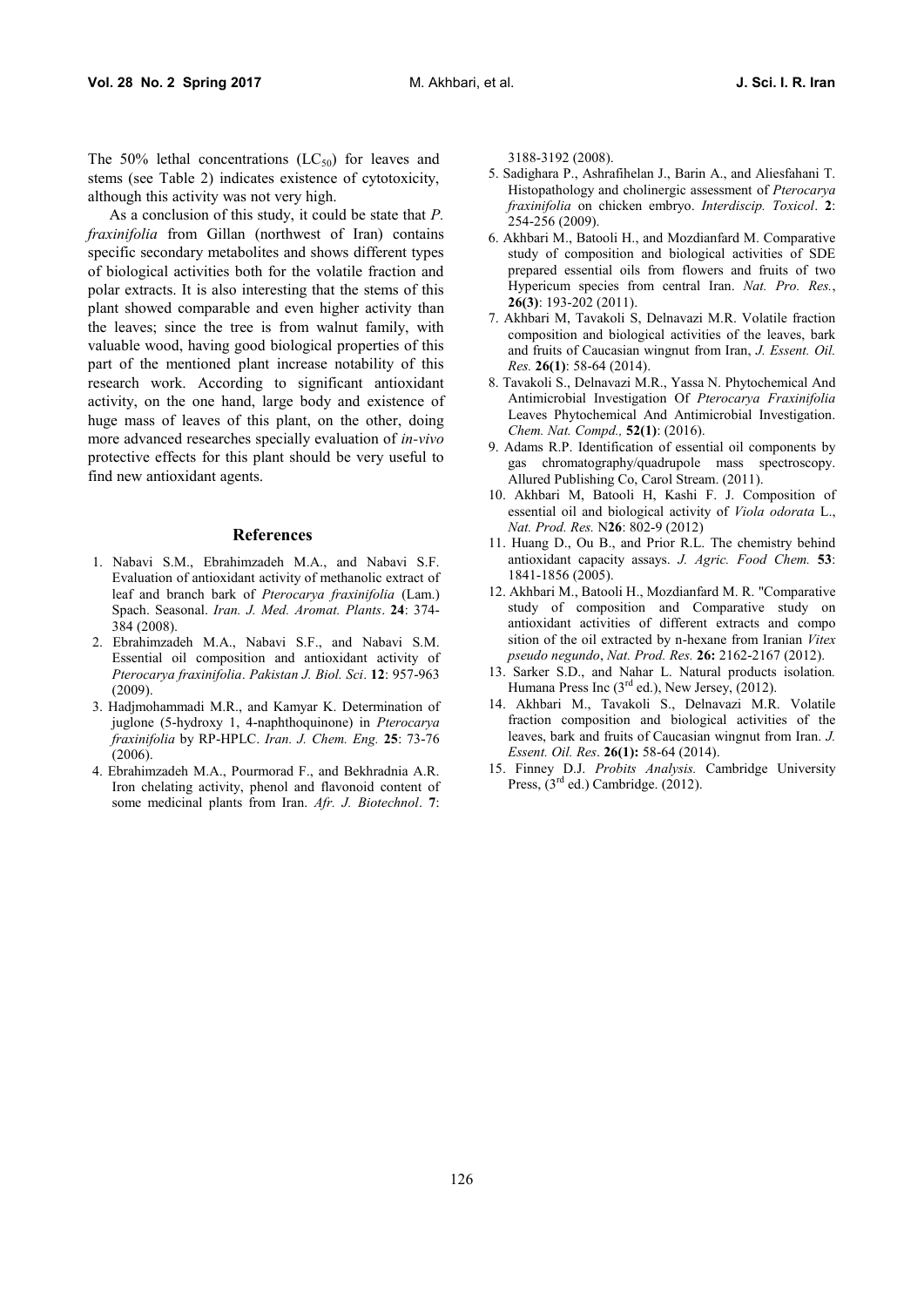The 50% lethal concentrations ($LC_{50}$) for leaves and stems (see Table 2) indicates existence of cytotoxicity, although this activity was not very high.

As a conclusion of this study, it could be state that *P. fraxinifolia* from Gillan (northwest of Iran) contains specific secondary metabolites and shows different types of biological activities both for the volatile fraction and polar extracts. It is also interesting that the stems of this plant showed comparable and even higher activity than the leaves; since the tree is from walnut family, with valuable wood, having good biological properties of this part of the mentioned plant increase notability of this research work. According to significant antioxidant activity, on the one hand, large body and existence of huge mass of leaves of this plant, on the other, doing more advanced researches specially evaluation of *in-vivo* protective effects for this plant should be very useful to find new antioxidant agents.

## References

1. Nabavi S.M., Ebrahimzadeh M.A., and Nabavi S.F. Evaluation of antioxidant activity of methanolic extract of leaf and branch bark of *Pterocarya fraxinifolia* (Lam.) Spach. Seasonal. *Iran. J. Med. Aromat. Plants*. **24**: 374-384 (2008).
2. Ebrahimzadeh M.A., Nabavi S.F., and Nabavi S.M. Essential oil composition and antioxidant activity of *Pterocarya fraxinifolia*. *Pakistan J. Biol. Sci*. **12**: 957-963 (2009).
3. Hadjmohammadi M.R., and Kamyar K. Determination of juglone (5-hydroxy 1, 4-naphthoquinone) in *Pterocarya fraxinifolia* by RP-HPLC. *Iran. J. Chem. Eng.* **25**: 73-76 (2006).
4. Ebrahimzadeh M.A., Pourmorad F., and Bekhradnia A.R. Iron chelating activity, phenol and flavonoid content of some medicinal plants from Iran. *Afr. J. Biotechnol*. **7**: 3188-3192 (2008).
5. Sadighara P., Ashrafihelan J., Barin A., and Aliesfahani T. Histopathology and cholinergic assessment of *Pterocarya fraxinifolia* on chicken embryo. *Interdiscip. Toxicol*. **2**: 254-256 (2009).
6. Akhbari M., Batooli H., and Mozdianfard M. Comparative study of composition and biological activities of SDE prepared essential oils from flowers and fruits of two Hypericum species from central Iran. *Nat. Pro. Res.*, **26(3)**: 193-202 (2011).
7. Akhbari M, Tavakoli S, Delnavazi M.R. Volatile fraction composition and biological activities of the leaves, bark and fruits of Caucasian wingnut from Iran, *J. Essent. Oil. Res.* **26(1)**: 58-64 (2014).
8. Tavakoli S., Delnavazi M.R., Yassa N. Phytochemical And Antimicrobial Investigation Of *Pterocarya Fraxinifolia* Leaves Phytochemical And Antimicrobial Investigation. *Chem. Nat. Compd.,* **52(1)**: (2016).
9. Adams R.P. Identification of essential oil components by gas chromatography/quadrupole mass spectroscopy. Allured Publishing Co, Carol Stream. (2011).
10. Akhbari M, Batooli H, Kashi F. J. Composition of essential oil and biological activity of *Viola odorata* L., *Nat. Prod. Res.* N**26**: 802-9 (2012)
11. Huang D., Ou B., and Prior R.L. The chemistry behind antioxidant capacity assays. *J. Agric. Food Chem.* **53**: 1841-1856 (2005).
12. Akhbari M., Batooli H., Mozdianfard M. R. "Comparative study of composition and Comparative study on antioxidant activities of different extracts and compo sition of the oil extracted by n-hexane from Iranian *Vitex pseudo negundo*, *Nat. Prod. Res.* **26:** 2162-2167 (2012).
13. Sarker S.D., and Nahar L. Natural products isolation. Humana Press Inc (3rd ed.), New Jersey, (2012).
14. Akhbari M., Tavakoli S., Delnavazi M.R. Volatile fraction composition and biological activities of the leaves, bark and fruits of Caucasian wingnut from Iran. *J. Essent. Oil. Res*. **26(1):** 58-64 (2014).
15. Finney D.J. *Probits Analysis.* Cambridge University Press, (3rd ed.) Cambridge. (2012).